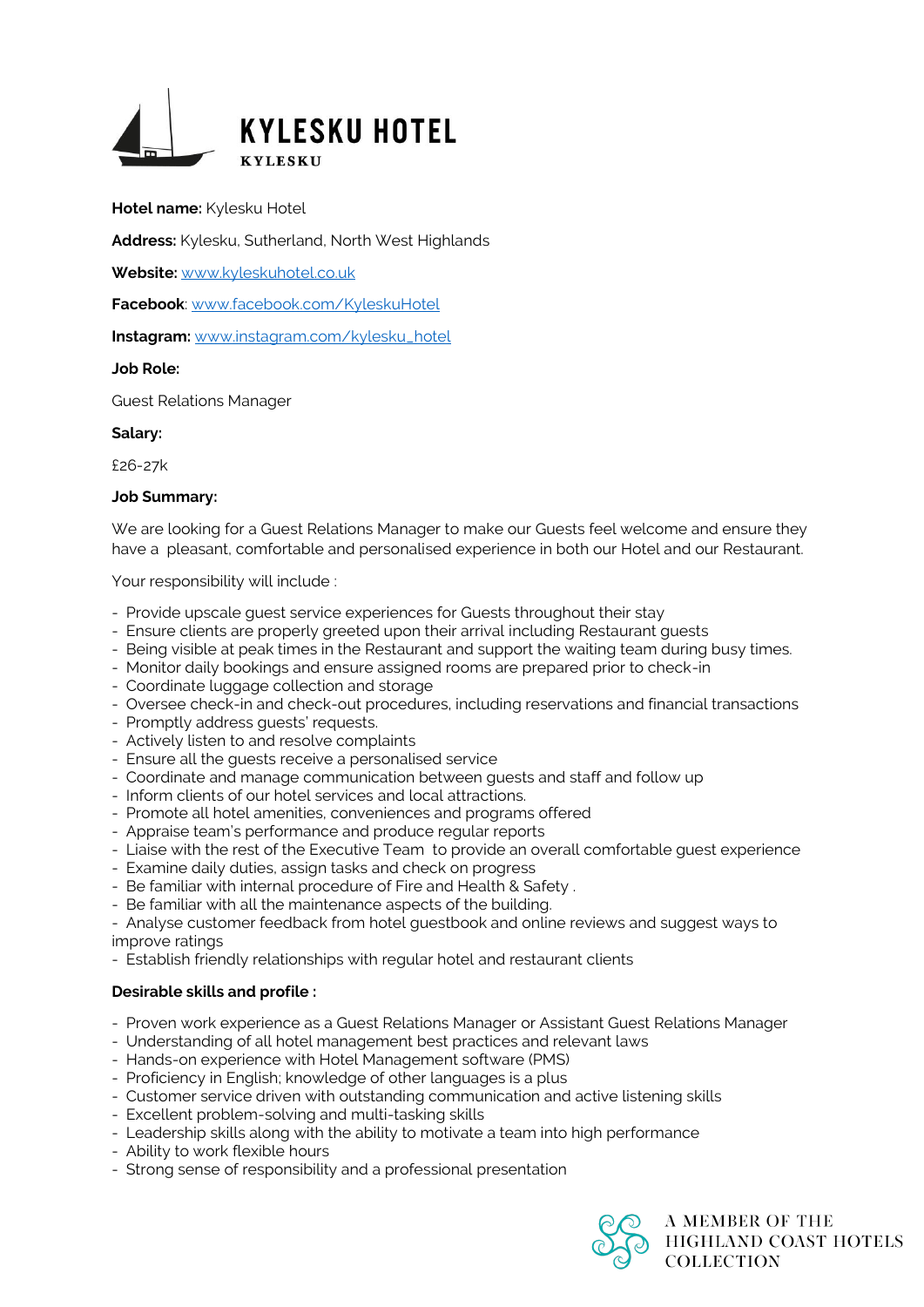# KYLESKU HOTEL

KYLESKU

**Hotel name:** Kylesku Hotel

**Address:** Kylesku, Sutherland, North West Highlands

**Website:** www.kyleskuhotel.co.uk

**Facebook**: www.facebook.com/KyleskuHotel

**Instagram:** www.instagram.com/kylesku_hotel

**Job Role:**

Guest Relations Manager

**Salary:**

£26-27k

**Job Summary:**

We are looking for a Guest Relations Manager to make our Guests feel welcome and ensure they have a pleasant, comfortable and personalised experience in both our Hotel and our Restaurant.

Your responsibility will include :

- Provide upscale guest service experiences for Guests throughout their stay
- Ensure clients are properly greeted upon their arrival including Restaurant guests
- Being visible at peak times in the Restaurant and support the waiting team during busy times.
- Monitor daily bookings and ensure assigned rooms are prepared prior to check-in
- Coordinate luggage collection and storage
- Oversee check-in and check-out procedures, including reservations and financial transactions
- Promptly address guests' requests.
- Actively listen to and resolve complaints
- Ensure all the guests receive a personalised service
- Coordinate and manage communication between guests and staff and follow up
- Inform clients of our hotel services and local attractions.
- Promote all hotel amenities, conveniences and programs offered
- Appraise team's performance and produce regular reports
- Liaise with the rest of the Executive Team to provide an overall comfortable guest experience
- Examine daily duties, assign tasks and check on progress
- Be familiar with internal procedure of Fire and Health & Safety .
- Be familiar with all the maintenance aspects of the building.
- Analyse customer feedback from hotel guestbook and online reviews and suggest ways to improve ratings
- Establish friendly relationships with regular hotel and restaurant clients

**Desirable skills and profile :**

- Proven work experience as a Guest Relations Manager or Assistant Guest Relations Manager
- Understanding of all hotel management best practices and relevant laws
- Hands-on experience with Hotel Management software (PMS)
- Proficiency in English; knowledge of other languages is a plus
- Customer service driven with outstanding communication and active listening skills
- Excellent problem-solving and multi-tasking skills
- Leadership skills along with the ability to motivate a team into high performance
- Ability to work flexible hours
- Strong sense of responsibility and a professional presentation

A MEMBER OF THE HIGHLAND COAST HOTELS COLLECTION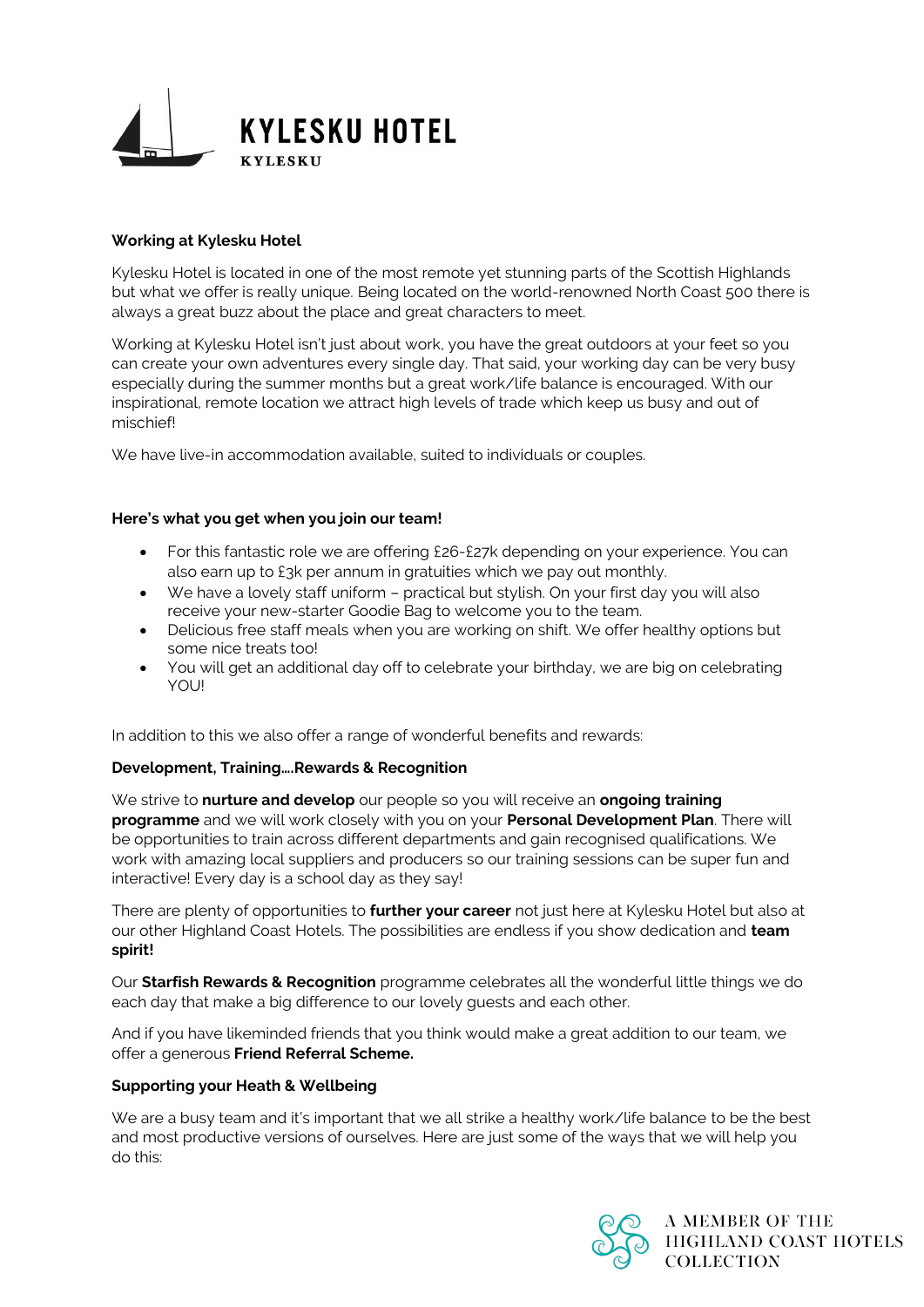# KYLESKU HOTEL

KYLESKU

**Working at Kylesku Hotel**

Kylesku Hotel is located in one of the most remote yet stunning parts of the Scottish Highlands but what we offer is really unique. Being located on the world-renowned North Coast 500 there is always a great buzz about the place and great characters to meet.

Working at Kylesku Hotel isn't just about work, you have the great outdoors at your feet so you can create your own adventures every single day. That said, your working day can be very busy especially during the summer months but a great work/life balance is encouraged. With our inspirational, remote location we attract high levels of trade which keep us busy and out of mischief!

We have live-in accommodation available, suited to individuals or couples.

**Here's what you get when you join our team!**

- For this fantastic role we are offering £26-£27k depending on your experience. You can also earn up to £3k per annum in gratuities which we pay out monthly.
- We have a lovely staff uniform – practical but stylish. On your first day you will also receive your new-starter Goodie Bag to welcome you to the team.
- Delicious free staff meals when you are working on shift. We offer healthy options but some nice treats too!
- You will get an additional day off to celebrate your birthday, we are big on celebrating YOU!

In addition to this we also offer a range of wonderful benefits and rewards:

**Development, Training….Rewards & Recognition**

We strive to **nurture and develop** our people so you will receive an **ongoing training programme** and we will work closely with you on your **Personal Development Plan**. There will be opportunities to train across different departments and gain recognised qualifications. We work with amazing local suppliers and producers so our training sessions can be super fun and interactive! Every day is a school day as they say!

There are plenty of opportunities to **further your career** not just here at Kylesku Hotel but also at our other Highland Coast Hotels. The possibilities are endless if you show dedication and **team spirit!**

Our **Starfish Rewards & Recognition** programme celebrates all the wonderful little things we do each day that make a big difference to our lovely guests and each other.

And if you have likeminded friends that you think would make a great addition to our team, we offer a generous **Friend Referral Scheme.**

**Supporting your Heath & Wellbeing**

We are a busy team and it's important that we all strike a healthy work/life balance to be the best and most productive versions of ourselves. Here are just some of the ways that we will help you do this:

A MEMBER OF THE HIGHLAND COAST HOTELS COLLECTION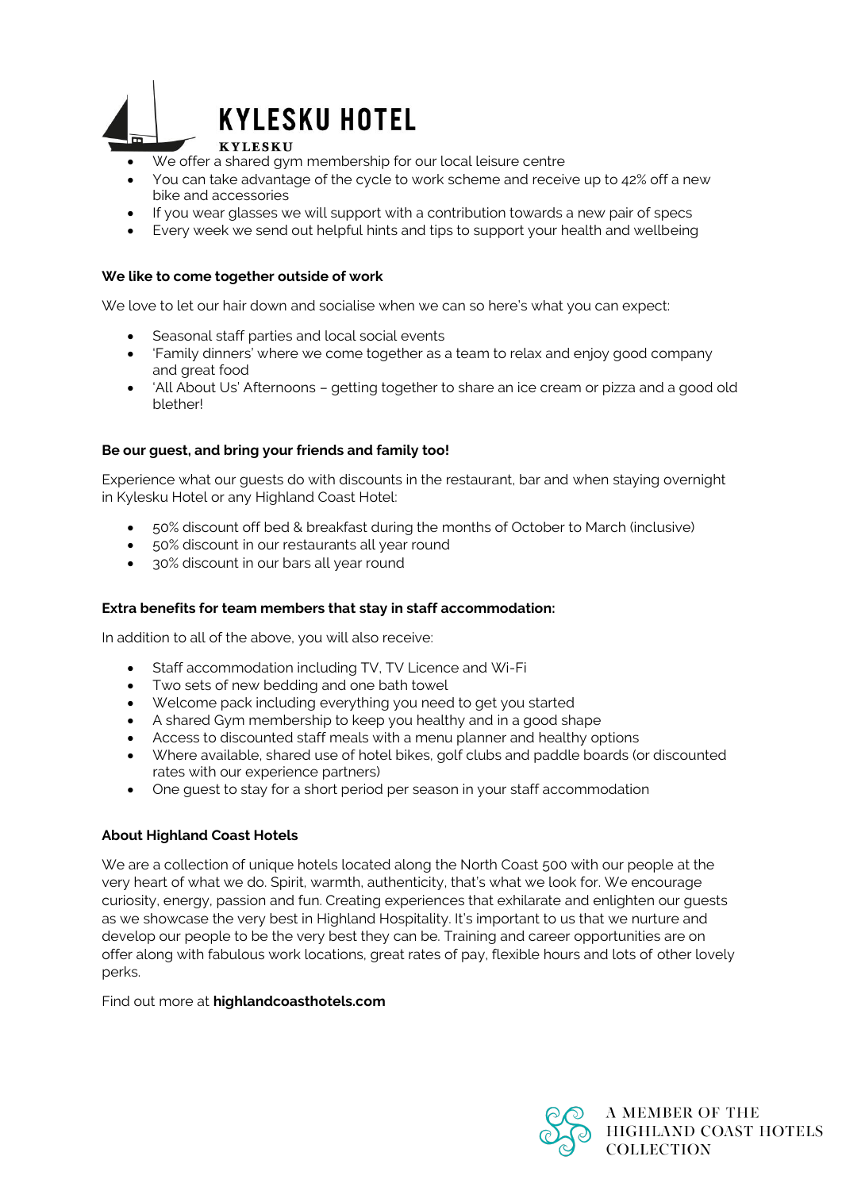- We offer a shared gym membership for our local leisure centre
- You can take advantage of the cycle to work scheme and receive up to 42% off a new bike and accessories
- If you wear glasses we will support with a contribution towards a new pair of specs
- Every week we send out helpful hints and tips to support your health and wellbeing

**We like to come together outside of work**

We love to let our hair down and socialise when we can so here's what you can expect:

- Seasonal staff parties and local social events
- 'Family dinners' where we come together as a team to relax and enjoy good company and great food
- 'All About Us' Afternoons – getting together to share an ice cream or pizza and a good old blether!

**Be our guest, and bring your friends and family too!**

Experience what our guests do with discounts in the restaurant, bar and when staying overnight in Kylesku Hotel or any Highland Coast Hotel:

- 50% discount off bed & breakfast during the months of October to March (inclusive)
- 50% discount in our restaurants all year round
- 30% discount in our bars all year round

**Extra benefits for team members that stay in staff accommodation:**

In addition to all of the above, you will also receive:

- Staff accommodation including TV, TV Licence and Wi-Fi
- Two sets of new bedding and one bath towel
- Welcome pack including everything you need to get you started
- A shared Gym membership to keep you healthy and in a good shape
- Access to discounted staff meals with a menu planner and healthy options
- Where available, shared use of hotel bikes, golf clubs and paddle boards (or discounted rates with our experience partners)
- One guest to stay for a short period per season in your staff accommodation

**About Highland Coast Hotels**

We are a collection of unique hotels located along the North Coast 500 with our people at the very heart of what we do. Spirit, warmth, authenticity, that's what we look for. We encourage curiosity, energy, passion and fun. Creating experiences that exhilarate and enlighten our guests as we showcase the very best in Highland Hospitality. It's important to us that we nurture and develop our people to be the very best they can be. Training and career opportunities are on offer along with fabulous work locations, great rates of pay, flexible hours and lots of other lovely perks.

Find out more at **highlandcoasthotels.com**